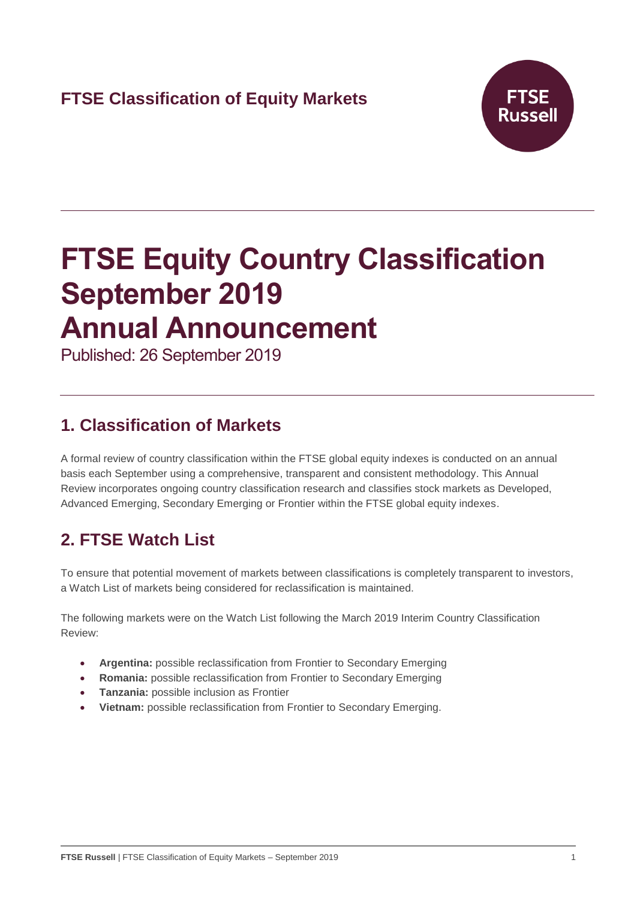FTSE Classification of Equity Markets

# FTSE Equity Country Classification September 2019 Annual Announcement

Published: 26 September 2019

## 1. Classification of Markets

A formal review of country classification within the FTSE global equity indexes is conducted on an annual basis each September using a comprehensive, transparent and consistent methodology. This Annual Review incorporates ongoing country classification research and classifies stock markets as Developed, Advanced Emerging, Secondary Emerging or Frontier within the FTSE global equity indexes.

## 2. FTSE Watch List

To ensure that potential movement of markets between classifications is completely transparent to investors, a Watch List of markets being considered for reclassification is maintained.

The following markets were on the Watch List following the March 2019 Interim Country Classification Review:

- **Argentina:** possible reclassification from Frontier to Secondary Emerging
- **Romania:** possible reclassification from Frontier to Secondary Emerging
- **Tanzania:** possible inclusion as Frontier
- **Vietnam:** possible reclassification from Frontier to Secondary Emerging.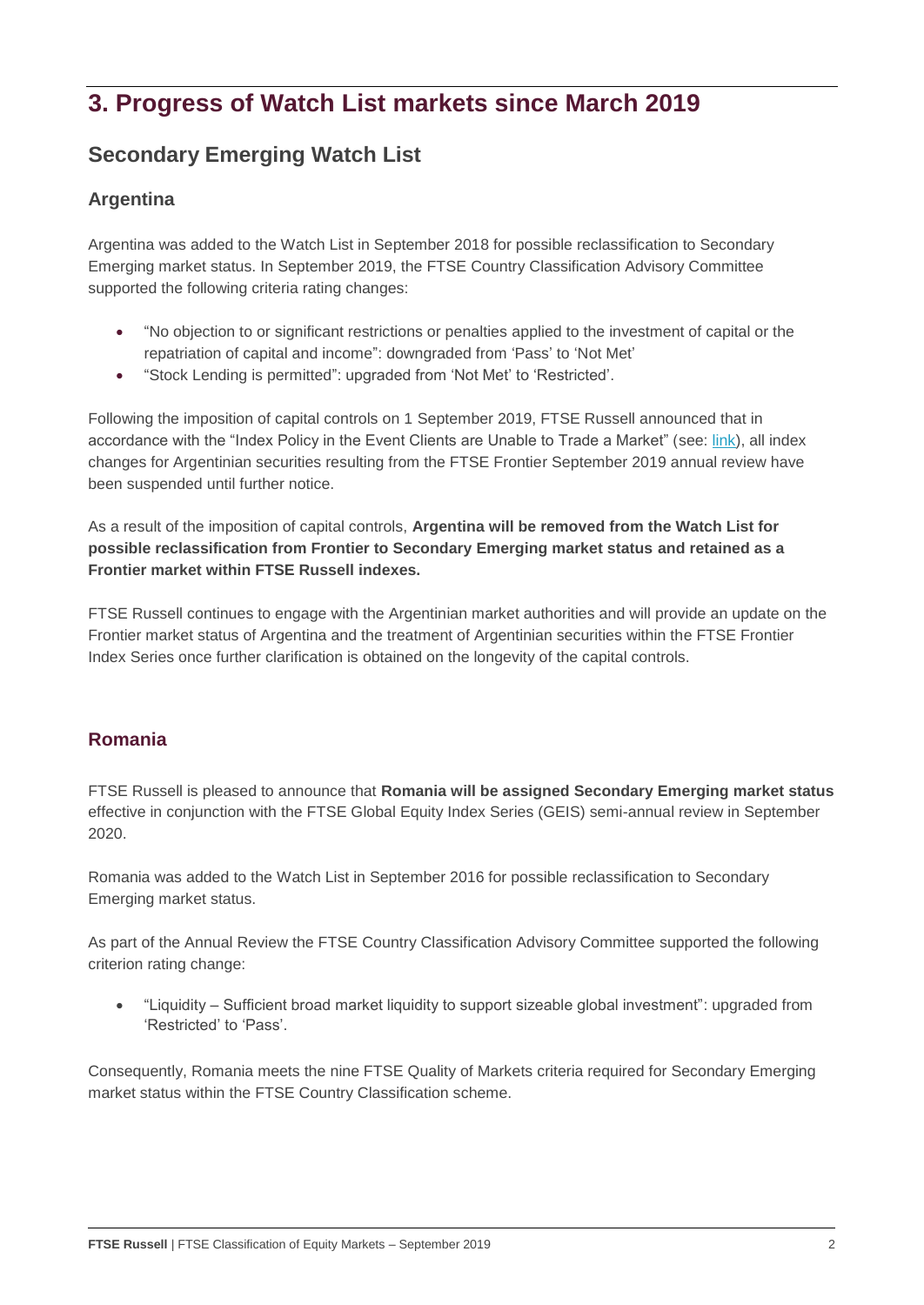# 3. Progress of Watch List markets since March 2019

## Secondary Emerging Watch List

### Argentina

Argentina was added to the Watch List in September 2018 for possible reclassification to Secondary Emerging market status. In September 2019, the FTSE Country Classification Advisory Committee supported the following criteria rating changes:

- "No objection to or significant restrictions or penalties applied to the investment of capital or the repatriation of capital and income": downgraded from 'Pass' to 'Not Met'
- "Stock Lending is permitted": upgraded from 'Not Met' to 'Restricted'.

Following the imposition of capital controls on 1 September 2019, FTSE Russell announced that in accordance with the "Index Policy in the Event Clients are Unable to Trade a Market" (see: link), all index changes for Argentinian securities resulting from the FTSE Frontier September 2019 annual review have been suspended until further notice.

As a result of the imposition of capital controls, **Argentina will be removed from the Watch List for possible reclassification from Frontier to Secondary Emerging market status and retained as a Frontier market within FTSE Russell indexes.**

FTSE Russell continues to engage with the Argentinian market authorities and will provide an update on the Frontier market status of Argentina and the treatment of Argentinian securities within the FTSE Frontier Index Series once further clarification is obtained on the longevity of the capital controls.

### Romania

FTSE Russell is pleased to announce that **Romania will be assigned Secondary Emerging market status** effective in conjunction with the FTSE Global Equity Index Series (GEIS) semi-annual review in September 2020.

Romania was added to the Watch List in September 2016 for possible reclassification to Secondary Emerging market status.

As part of the Annual Review the FTSE Country Classification Advisory Committee supported the following criterion rating change:

- "Liquidity – Sufficient broad market liquidity to support sizeable global investment": upgraded from 'Restricted' to 'Pass'.

Consequently, Romania meets the nine FTSE Quality of Markets criteria required for Secondary Emerging market status within the FTSE Country Classification scheme.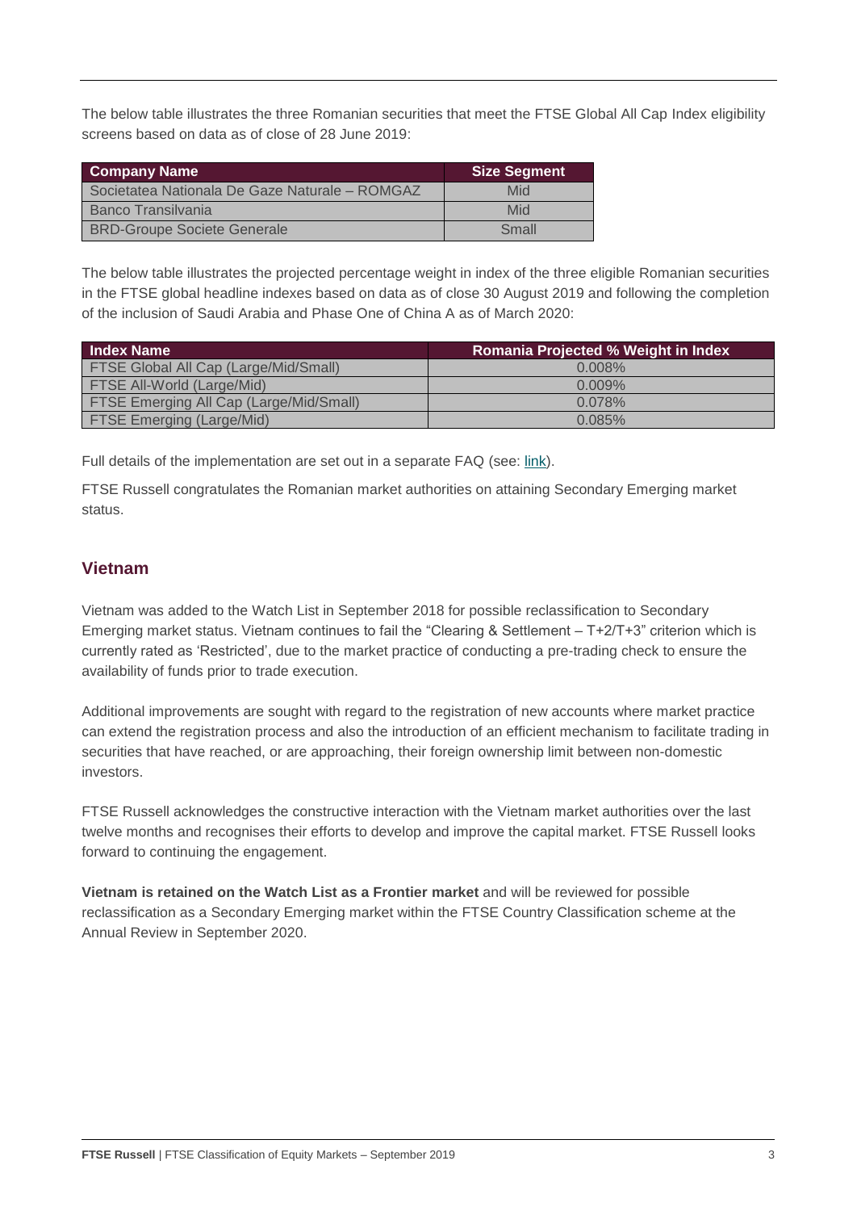The below table illustrates the three Romanian securities that meet the FTSE Global All Cap Index eligibility screens based on data as of close of 28 June 2019:

| Company Name | Size Segment |
| --- | --- |
| Societatea Nationala De Gaze Naturale – ROMGAZ | Mid |
| Banco Transilvania | Mid |
| BRD-Groupe Societe Generale | Small |

The below table illustrates the projected percentage weight in index of the three eligible Romanian securities in the FTSE global headline indexes based on data as of close 30 August 2019 and following the completion of the inclusion of Saudi Arabia and Phase One of China A as of March 2020:

| Index Name | Romania Projected % Weight in Index |
| --- | --- |
| FTSE Global All Cap (Large/Mid/Small) | 0.008% |
| FTSE All-World (Large/Mid) | 0.009% |
| FTSE Emerging All Cap (Large/Mid/Small) | 0.078% |
| FTSE Emerging (Large/Mid) | 0.085% |

Full details of the implementation are set out in a separate FAQ (see: link).

FTSE Russell congratulates the Romanian market authorities on attaining Secondary Emerging market status.

## Vietnam

Vietnam was added to the Watch List in September 2018 for possible reclassification to Secondary Emerging market status. Vietnam continues to fail the "Clearing & Settlement – T+2/T+3" criterion which is currently rated as 'Restricted', due to the market practice of conducting a pre-trading check to ensure the availability of funds prior to trade execution.

Additional improvements are sought with regard to the registration of new accounts where market practice can extend the registration process and also the introduction of an efficient mechanism to facilitate trading in securities that have reached, or are approaching, their foreign ownership limit between non-domestic investors.

FTSE Russell acknowledges the constructive interaction with the Vietnam market authorities over the last twelve months and recognises their efforts to develop and improve the capital market. FTSE Russell looks forward to continuing the engagement.

**Vietnam is retained on the Watch List as a Frontier market** and will be reviewed for possible reclassification as a Secondary Emerging market within the FTSE Country Classification scheme at the Annual Review in September 2020.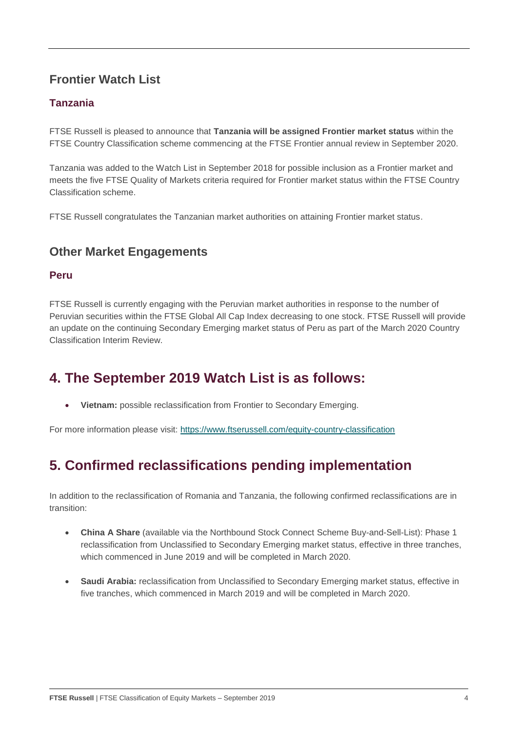## Frontier Watch List

### Tanzania

FTSE Russell is pleased to announce that **Tanzania will be assigned Frontier market status** within the FTSE Country Classification scheme commencing at the FTSE Frontier annual review in September 2020.

Tanzania was added to the Watch List in September 2018 for possible inclusion as a Frontier market and meets the five FTSE Quality of Markets criteria required for Frontier market status within the FTSE Country Classification scheme.

FTSE Russell congratulates the Tanzanian market authorities on attaining Frontier market status.

## Other Market Engagements

### Peru

FTSE Russell is currently engaging with the Peruvian market authorities in response to the number of Peruvian securities within the FTSE Global All Cap Index decreasing to one stock. FTSE Russell will provide an update on the continuing Secondary Emerging market status of Peru as part of the March 2020 Country Classification Interim Review.

# 4. The September 2019 Watch List is as follows:

- **Vietnam:** possible reclassification from Frontier to Secondary Emerging.

For more information please visit: https://www.ftserussell.com/equity-country-classification

# 5. Confirmed reclassifications pending implementation

In addition to the reclassification of Romania and Tanzania, the following confirmed reclassifications are in transition:

- **China A Share** (available via the Northbound Stock Connect Scheme Buy-and-Sell-List): Phase 1 reclassification from Unclassified to Secondary Emerging market status, effective in three tranches, which commenced in June 2019 and will be completed in March 2020.

- **Saudi Arabia:** reclassification from Unclassified to Secondary Emerging market status, effective in five tranches, which commenced in March 2019 and will be completed in March 2020.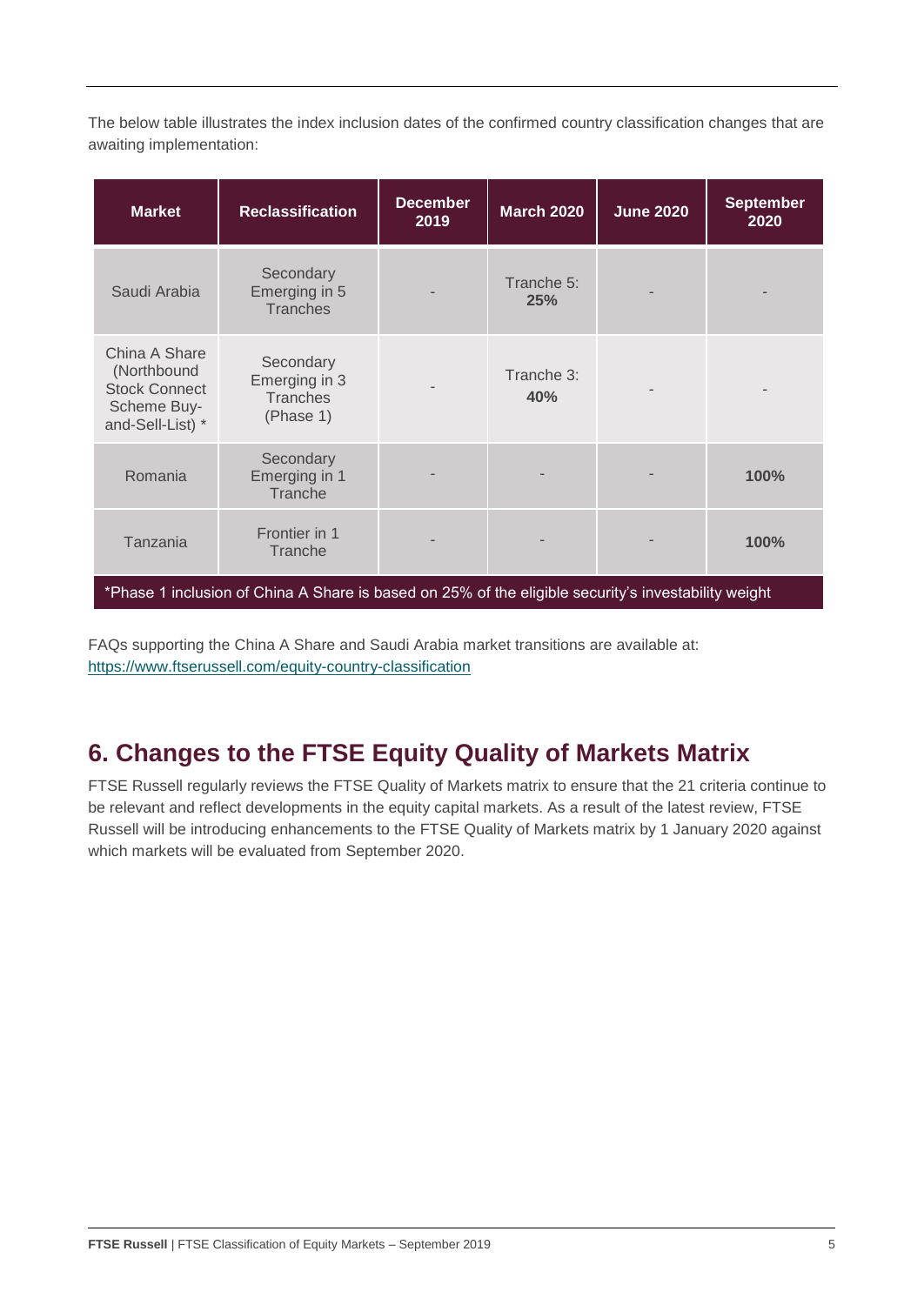The below table illustrates the index inclusion dates of the confirmed country classification changes that are awaiting implementation:

| Market | Reclassification | December 2019 | March 2020 | June 2020 | September 2020 |
|---|---|---|---|---|---|
| Saudi Arabia | Secondary Emerging in 5 Tranches | - | Tranche 5: **25%** | - | - |
| China A Share (Northbound Stock Connect Scheme Buy-and-Sell-List) * | Secondary Emerging in 3 Tranches (Phase 1) | - | Tranche 3: **40%** | - | - |
| Romania | Secondary Emerging in 1 Tranche | - | - | - | **100%** |
| Tanzania | Frontier in 1 Tranche | - | - | - | **100%** |
| *Phase 1 inclusion of China A Share is based on 25% of the eligible security's investability weight | | | | | |

FAQs supporting the China A Share and Saudi Arabia market transitions are available at: https://www.ftserussell.com/equity-country-classification

## 6. Changes to the FTSE Equity Quality of Markets Matrix

FTSE Russell regularly reviews the FTSE Quality of Markets matrix to ensure that the 21 criteria continue to be relevant and reflect developments in the equity capital markets. As a result of the latest review, FTSE Russell will be introducing enhancements to the FTSE Quality of Markets matrix by 1 January 2020 against which markets will be evaluated from September 2020.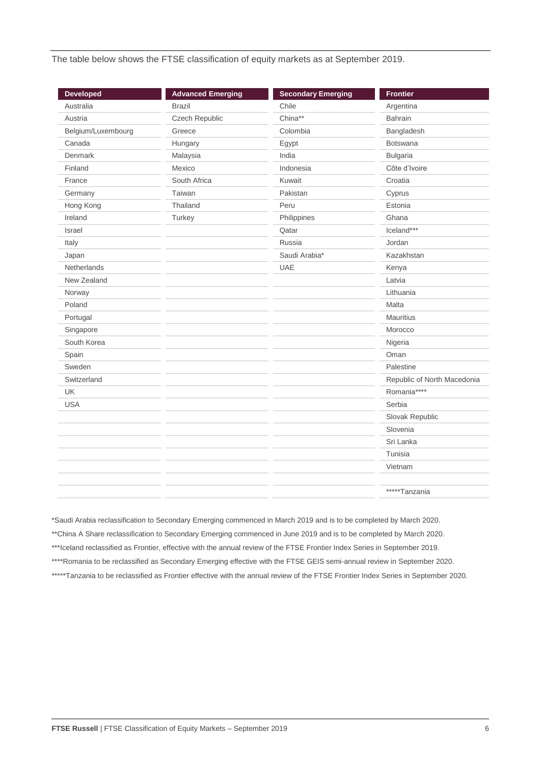The table below shows the FTSE classification of equity markets as at September 2019.

| Developed | Advanced Emerging | Secondary Emerging | Frontier |
| --- | --- | --- | --- |
| Australia | Brazil | Chile | Argentina |
| Austria | Czech Republic | China** | Bahrain |
| Belgium/Luxembourg | Greece | Colombia | Bangladesh |
| Canada | Hungary | Egypt | Botswana |
| Denmark | Malaysia | India | Bulgaria |
| Finland | Mexico | Indonesia | Côte d'Ivoire |
| France | South Africa | Kuwait | Croatia |
| Germany | Taiwan | Pakistan | Cyprus |
| Hong Kong | Thailand | Peru | Estonia |
| Ireland | Turkey | Philippines | Ghana |
| Israel | | Qatar | Iceland*** |
| Italy | | Russia | Jordan |
| Japan | | Saudi Arabia* | Kazakhstan |
| Netherlands | | UAE | Kenya |
| New Zealand | | | Latvia |
| Norway | | | Lithuania |
| Poland | | | Malta |
| Portugal | | | Mauritius |
| Singapore | | | Morocco |
| South Korea | | | Nigeria |
| Spain | | | Oman |
| Sweden | | | Palestine |
| Switzerland | | | Republic of North Macedonia |
| UK | | | Romania**** |
| USA | | | Serbia |
| | | | Slovak Republic |
| | | | Slovenia |
| | | | Sri Lanka |
| | | | Tunisia |
| | | | Vietnam |
| | | | |
| | | | *****Tanzania |

*Saudi Arabia reclassification to Secondary Emerging commenced in March 2019 and is to be completed by March 2020.

**China A Share reclassification to Secondary Emerging commenced in June 2019 and is to be completed by March 2020.

***Iceland reclassified as Frontier, effective with the annual review of the FTSE Frontier Index Series in September 2019.

****Romania to be reclassified as Secondary Emerging effective with the FTSE GEIS semi-annual review in September 2020.

*****Tanzania to be reclassified as Frontier effective with the annual review of the FTSE Frontier Index Series in September 2020.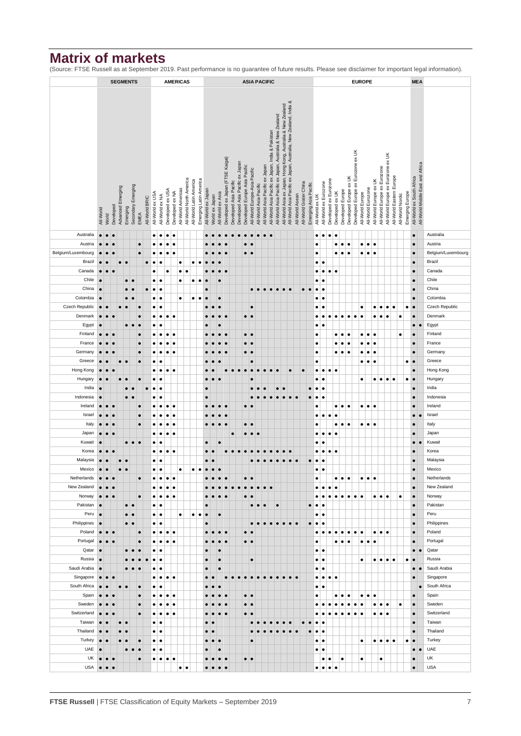# Matrix of markets

(Source: FTSE Russell as at September 2019. Past performance is no guarantee of future results. Please see disclaimer for important legal information).

| | SEGMENTS | | | | | | | | AMERICAS | | | | | | | | ASIA PACIFIC | | | | | | | | | | | | | | | | | EUROPE | | | | | | | | | | | | | | | MEA | | |
|---|---|---|---|---|---|---|---|---|---|---|---|---|---|---|---|---|---|---|---|---|---|---|---|---|---|---|---|---|---|---|---|---|---|---|---|---|---|---|---|---|---|---|---|---|---|---|---|---|---|---|---|
| | All-World | World | Developed | Advanced Emerging | Emerging | Secondary Emerging | EMEA | All-World BRIC | All-World ex USA | All-World ex NA | Developed ex USA | Developed ex NA | All-World Americas | All-World North America | All-World Latin America | Emerging Latin America | All-World ex Japan | World ex Japan | All-World ex Asia | Developed ex Japan (FTSE Kaigai) | Developed Asia Pacific | Developed Asia Pacific ex Japan | Developed Europe Asia Pacific | All-World Europe-Asia Pacific | All-World Asia Pacific | All-World Asia Pacific ex Japan | All-World Asia Pacific ex Japan, India & Pakistan | All-World Asia Pacific ex Japan, Australia & New Zealand | All-World Asia ex Japan, Hong Kong, Australia & New Zealand | All-World Asia Pacific ex Japan, Australia, New Zealand, India & | All-World Asean | All-World Greater China | Emerging Asia Pacific | All-World ex UK | All-World ex Eurozone | Developed ex Eurozone | Developed ex UK | Developed Europe | Developed Europe ex UK | Developed Europe ex Eurozone ex UK | All-World Europe | All-World Eurozone | All-World Europe ex UK | All-World Europe ex Eurozone | All-World Europe ex Eurozone ex UK | All-World Eastern Europe | All-World Nordic | Emerging Europe | All-World ex South Africa | All-World Middle East and Africa | |
| Australia | ● | ● | ● | | | | | | ● | ● | ● | ● | | | | | ● | ● | ● | ● | ● | ● | ● | ● | ● | ● | ● | | | | | | | ● | ● | ● | ● | | | | | | | | | | | | ● | | Australia |
| Austria | ● | ● | ● | | | | ● | | ● | ● | ● | ● | | | | | ● | ● | ● | ● | | | ● | ● | | | | | | | | | | ● | | | ● | ● | ● | | ● | ● | ● | | | | | | ● | | Austria |
| Belgium/Luxembourg | ● | ● | ● | | | | ● | | ● | ● | ● | ● | | | | | ● | ● | ● | ● | | | ● | ● | | | | | | | | | | ● | | | ● | ● | ● | | ● | ● | ● | | | | | | ● | | Belgium/Luxembourg |
| Brazil | ● | ● | | ● | ● | | | ● | ● | ● | | | ● | | ● | ● | ● | ● | ● | | | | | | | | | | | | | | | ● | ● | | | | | | | | | | | | | | ● | | Brazil |
| Canada | ● | ● | ● | | | | | | ● | | ● | | ● | ● | | | ● | ● | ● | ● | | | | | | | | | | | | | | ● | ● | ● | ● | | | | | | | | | | | | ● | | Canada |
| Chile | ● | | | | ● | ● | | | ● | ● | | | ● | | ● | ● | ● | | ● | | | | | | | | | | | | | | | ● | ● | | | | | | | | | | | | | | ● | | Chile |
| China | ● | | | | ● | ● | | ● | ● | ● | | | | | | | ● | | | | | | | ● | ● | ● | ● | ● | ● | ● | | ● | ● | ● | ● | | | | | | | | | | | | | | ● | | China |
| Colombia | ● | | | | ● | ● | | | ● | ● | | | ● | | ● | ● | ● | | ● | | | | | | | | | | | | | | | ● | ● | | | | | | | | | | | | | | ● | | Colombia |
| Czech Republic | ● | ● | | ● | ● | | ● | | ● | ● | | | | | | | ● | ● | ● | | | | | ● | | | | | | | | | | ● | ● | | | | | | ● | | ● | ● | ● | ● | | ● | ● | | Czech Republic |
| Denmark | ● | ● | ● | | | | ● | | ● | ● | ● | ● | | | | | ● | ● | ● | ● | | | ● | ● | | | | | | | | | | ● | ● | ● | ● | ● | ● | ● | ● | | ● | ● | ● | | ● | | ● | | Denmark |
| Egypt | ● | | | | ● | ● | ● | | ● | ● | | | | | | | ● | | ● | | | | | | | | | | | | | | | ● | ● | | | | | | | | | | | | | | ● | ● | Egypt |
| Finland | ● | ● | ● | | | | ● | | ● | ● | ● | ● | | | | | ● | ● | ● | ● | | | ● | ● | | | | | | | | | | ● | | | ● | ● | ● | | ● | ● | ● | | | | ● | | ● | | Finland |
| France | ● | ● | ● | | | | ● | | ● | ● | ● | ● | | | | | ● | ● | ● | ● | | | ● | ● | | | | | | | | | | ● | | | ● | ● | ● | | ● | ● | ● | | | | | | ● | | France |
| Germany | ● | ● | ● | | | | ● | | ● | ● | ● | ● | | | | | ● | ● | ● | ● | | | ● | ● | | | | | | | | | | ● | | | ● | ● | ● | | ● | ● | ● | | | | | | ● | | Germany |
| Greece | ● | ● | | ● | ● | | ● | | ● | ● | | | | | | | ● | ● | ● | | | | | ● | | | | | | | | | | ● | | | | | | | ● | ● | ● | | | | | ● | ● | | Greece |
| Hong Kong | ● | ● | ● | | | | | | ● | ● | ● | ● | | | | | ● | ● | | ● | ● | ● | ● | ● | ● | ● | ● | ● | | ● | | ● | | ● | ● | ● | ● | | | | | | | | | | | | ● | | Hong Kong |
| Hungary | ● | ● | | ● | ● | | ● | | ● | ● | | | | | | | ● | ● | ● | | | | | ● | | | | | | | | | | ● | ● | | | | | | ● | | ● | ● | ● | ● | | ● | ● | | Hungary |
| India | ● | | | | ● | ● | | ● | ● | ● | | | | | | | ● | | | | | | | ● | ● | ● | | ● | ● | | | | ● | ● | ● | | | | | | | | | | | | | | ● | | India |
| Indonesia | ● | | | | ● | ● | | | ● | ● | | | | | | | ● | | | | | | | ● | ● | ● | ● | ● | ● | ● | ● | | ● | ● | ● | | | | | | | | | | | | | | ● | | Indonesia |
| Ireland | ● | ● | ● | | | | ● | | ● | ● | ● | ● | | | | | ● | ● | ● | ● | | | ● | ● | | | | | | | | | | ● | | | ● | ● | ● | | ● | ● | ● | | | | | | ● | | Ireland |
| Israel | ● | ● | ● | | | | ● | | ● | ● | ● | ● | | | | | ● | ● | ● | ● | | | | | | | | | | | | | | ● | ● | ● | ● | | | | | | | | | | | | ● | ● | Israel |
| Italy | ● | ● | ● | | | | ● | | ● | ● | ● | ● | | | | | ● | ● | ● | ● | | | ● | ● | | | | | | | | | | ● | | | ● | ● | ● | | ● | ● | ● | | | | | | ● | | Italy |
| Japan | ● | ● | ● | | | | | | ● | ● | ● | ● | | | | | | | | | ● | | ● | ● | ● | | | | | | | | | ● | ● | ● | ● | | | | | | | | | | | | ● | | Japan |
| Kuwait | ● | | | | ● | ● | ● | | ● | ● | | | | | | | ● | | ● | | | | | | | | | | | | | | | ● | ● | | | | | | | | | | | | | | ● | ● | Kuwait |
| Korea | ● | ● | ● | | | | | | ● | ● | ● | ● | | | | | ● | ● | | ● | ● | ● | ● | ● | ● | ● | ● | ● | ● | ● | | | | ● | ● | ● | ● | | | | | | | | | | | | ● | | Korea |
| Malaysia | ● | ● | | ● | ● | | | | ● | ● | | | | | | | ● | ● | | | | | | ● | ● | ● | ● | ● | ● | ● | ● | | ● | ● | ● | | | | | | | | | | | | | | ● | | Malaysia |
| Mexico | ● | ● | | ● | ● | | | | ● | ● | | | ● | | ● | ● | ● | ● | ● | | | | | | | | | | | | | | | ● | ● | | | | | | | | | | | | | | ● | | Mexico |
| Netherlands | ● | ● | ● | | | | ● | | ● | ● | ● | ● | | | | | ● | ● | ● | ● | | | ● | ● | | | | | | | | | | ● | | | ● | ● | ● | | ● | ● | ● | | | | | | ● | | Netherlands |
| New Zealand | ● | ● | ● | | | | | | ● | ● | ● | ● | | | | | ● | ● | ● | ● | ● | ● | ● | ● | ● | ● | ● | | | | | | | ● | ● | ● | ● | | | | | | | | | | | | ● | | New Zealand |
| Norway | ● | ● | ● | | | | ● | | ● | ● | ● | ● | | | | | ● | ● | ● | ● | | | ● | ● | | | | | | | | | | ● | ● | ● | ● | ● | ● | ● | ● | | ● | ● | ● | | ● | | ● | | Norway |
| Pakistan | ● | | | | ● | ● | | | ● | ● | | | | | | | ● | | | | | | | ● | ● | ● | | ● | | | | | ● | ● | ● | | | | | | | | | | | | | | ● | | Pakistan |
| Peru | ● | | | | ● | ● | | | ● | ● | | | ● | | ● | ● | ● | | ● | | | | | | | | | | | | | | | ● | ● | | | | | | | | | | | | | | ● | | Peru |
| Philippines | ● | | | | ● | ● | | | ● | ● | | | | | | | ● | | | | | | | ● | ● | ● | ● | ● | ● | ● | ● | | ● | ● | ● | | | | | | | | | | | | | | ● | | Philippines |
| Poland | ● | ● | ● | | | | ● | | ● | ● | ● | ● | | | | | ● | ● | ● | ● | | | ● | ● | | | | | | | | | | ● | ● | ● | ● | ● | ● | ● | ● | | ● | ● | ● | | | | ● | | Poland |
| Portugal | ● | ● | ● | | | | ● | | ● | ● | ● | ● | | | | | ● | ● | ● | ● | | | ● | ● | | | | | | | | | | ● | | | ● | ● | ● | | ● | ● | ● | | | | | | ● | | Portugal |
| Qatar | ● | | | | ● | ● | ● | | ● | ● | | | | | | | ● | | ● | | | | | | | | | | | | | | | ● | ● | | | | | | | | | | | | | | ● | ● | Qatar |
| Russia | ● | | | | ● | ● | ● | ● | ● | ● | | | | | | | ● | | ● | | | | | ● | | | | | | | | | | ● | ● | | | | | | ● | | ● | ● | ● | ● | | ● | ● | | Russia |
| Saudi Arabia | ● | | | | ● | ● | ● | | ● | ● | | | | | | | ● | | ● | | | | | | | | | | | | | | | ● | ● | | | | | | | | | | | | | | ● | ● | Saudi Arabia |
| Singapore | ● | ● | ● | | | | | | ● | ● | ● | ● | | | | | ● | ● | | ● | ● | ● | ● | ● | ● | ● | ● | ● | ● | ● | ● | | | ● | ● | ● | ● | | | | | | | | | | | | ● | | Singapore |
| South Africa | ● | ● | | ● | ● | | ● | | ● | ● | | | | | | | ● | ● | ● | | | | | | | | | | | | | | | ● | ● | | | | | | | | | | | | | | | ● | South Africa |
| Spain | ● | ● | ● | | | | ● | | ● | ● | ● | ● | | | | | ● | ● | ● | ● | | | ● | ● | | | | | | | | | | ● | | | ● | ● | ● | | ● | ● | ● | | | | | | ● | | Spain |
| Sweden | ● | ● | ● | | | | ● | | ● | ● | ● | ● | | | | | ● | ● | ● | ● | | | ● | ● | | | | | | | | | | ● | ● | ● | ● | ● | ● | ● | ● | | ● | ● | ● | | ● | | ● | | Sweden |
| Switzerland | ● | ● | ● | | | | ● | | ● | ● | ● | ● | | | | | ● | ● | ● | ● | | | ● | ● | | | | | | | | | | ● | ● | ● | ● | ● | ● | ● | ● | | ● | ● | ● | | | | ● | | Switzerland |
| Taiwan | ● | ● | | ● | ● | | | | ● | ● | | | | | | | ● | ● | | | | | | ● | ● | ● | ● | ● | ● | ● | | ● | ● | ● | ● | | | | | | | | | | | | | | ● | | Taiwan |
| Thailand | ● | ● | | ● | ● | | | | ● | ● | | | | | | | ● | ● | | | | | | ● | ● | ● | ● | ● | ● | ● | ● | | ● | ● | ● | | | | | | | | | | | | | | ● | | Thailand |
| Turkey | ● | ● | | ● | ● | | ● | | ● | ● | | | | | | | ● | ● | ● | | | | | ● | | | | | | | | | | ● | ● | | | | | | ● | | ● | ● | ● | ● | | ● | ● | | Turkey |
| UAE | ● | | | | ● | ● | ● | | ● | ● | | | | | | | ● | | ● | | | | | | | | | | | | | | | ● | ● | | | | | | | | | | | | | | ● | ● | UAE |
| UK | ● | ● | ● | | | | ● | | ● | ● | ● | ● | | | | | ● | ● | ● | ● | | | ● | ● | | | | | | | | | | | ● | ● | | ● | | | ● | | | ● | | | | | ● | | UK |
| USA | ● | ● | ● | | | | | | | | | | ● | ● | | | ● | ● | ● | ● | | | | | | | | | | | | | | ● | ● | ● | ● | | | | | | | | | | | | ● | | USA |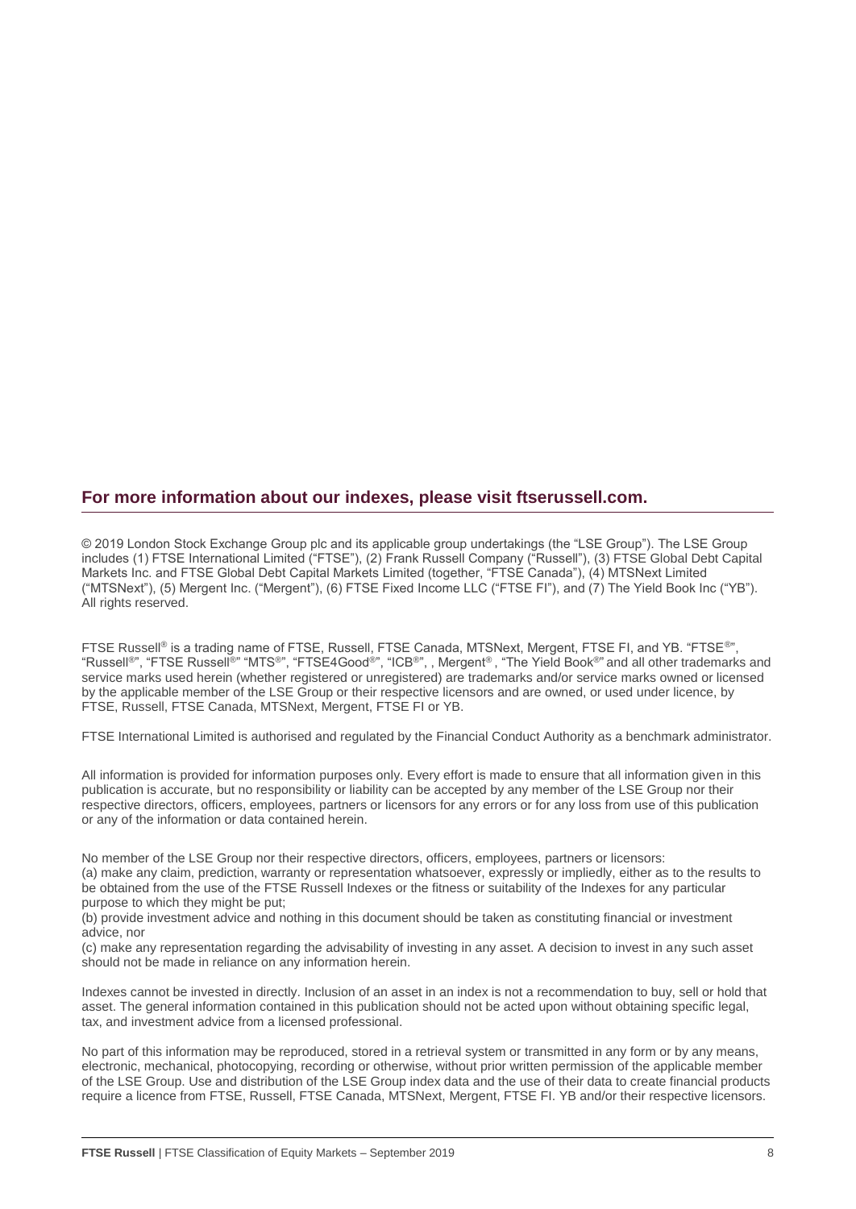## For more information about our indexes, please visit ftserussell.com.

© 2019 London Stock Exchange Group plc and its applicable group undertakings (the "LSE Group"). The LSE Group includes (1) FTSE International Limited ("FTSE"), (2) Frank Russell Company ("Russell"), (3) FTSE Global Debt Capital Markets Inc. and FTSE Global Debt Capital Markets Limited (together, "FTSE Canada"), (4) MTSNext Limited ("MTSNext"), (5) Mergent Inc. ("Mergent"), (6) FTSE Fixed Income LLC ("FTSE FI"), and (7) The Yield Book Inc ("YB"). All rights reserved.

FTSE Russell® is a trading name of FTSE, Russell, FTSE Canada, MTSNext, Mergent, FTSE FI, and YB. "FTSE®", "Russell®", "FTSE Russell®" "MTS®", "FTSE4Good®", "ICB®", , Mergent® , "The Yield Book®" and all other trademarks and service marks used herein (whether registered or unregistered) are trademarks and/or service marks owned or licensed by the applicable member of the LSE Group or their respective licensors and are owned, or used under licence, by FTSE, Russell, FTSE Canada, MTSNext, Mergent, FTSE FI or YB.

FTSE International Limited is authorised and regulated by the Financial Conduct Authority as a benchmark administrator.

All information is provided for information purposes only. Every effort is made to ensure that all information given in this publication is accurate, but no responsibility or liability can be accepted by any member of the LSE Group nor their respective directors, officers, employees, partners or licensors for any errors or for any loss from use of this publication or any of the information or data contained herein.

No member of the LSE Group nor their respective directors, officers, employees, partners or licensors:
(a) make any claim, prediction, warranty or representation whatsoever, expressly or impliedly, either as to the results to be obtained from the use of the FTSE Russell Indexes or the fitness or suitability of the Indexes for any particular purpose to which they might be put;
(b) provide investment advice and nothing in this document should be taken as constituting financial or investment advice, nor
(c) make any representation regarding the advisability of investing in any asset. A decision to invest in any such asset should not be made in reliance on any information herein.

Indexes cannot be invested in directly. Inclusion of an asset in an index is not a recommendation to buy, sell or hold that asset. The general information contained in this publication should not be acted upon without obtaining specific legal, tax, and investment advice from a licensed professional.

No part of this information may be reproduced, stored in a retrieval system or transmitted in any form or by any means, electronic, mechanical, photocopying, recording or otherwise, without prior written permission of the applicable member of the LSE Group. Use and distribution of the LSE Group index data and the use of their data to create financial products require a licence from FTSE, Russell, FTSE Canada, MTSNext, Mergent, FTSE FI. YB and/or their respective licensors.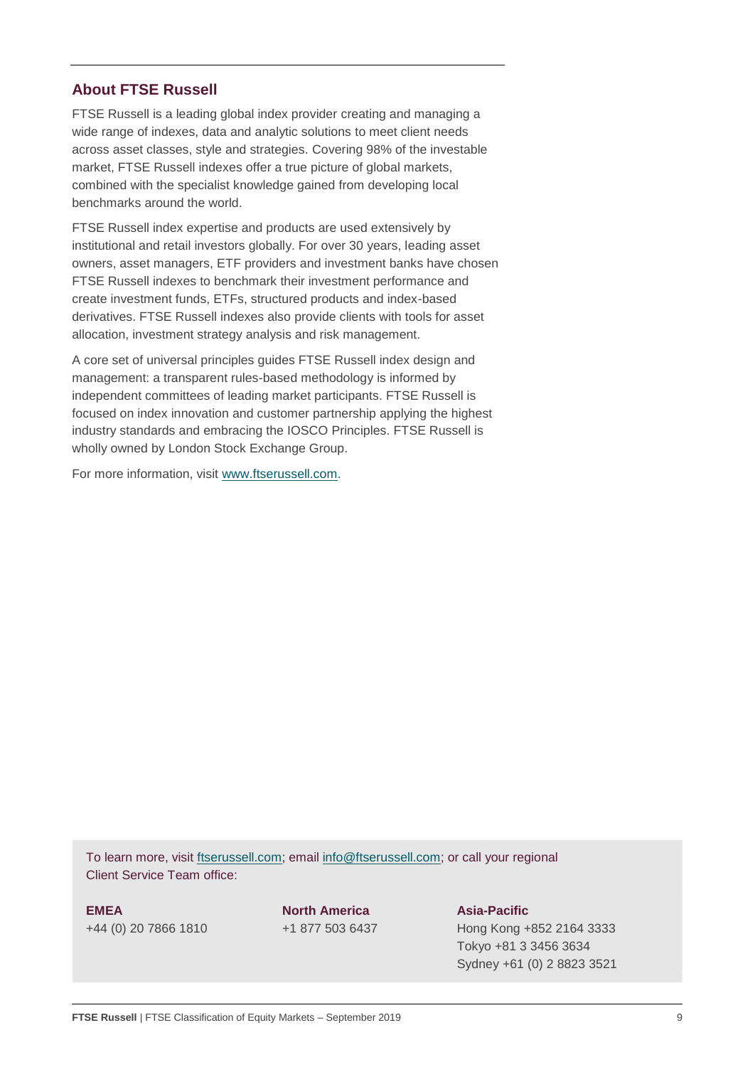## About FTSE Russell

FTSE Russell is a leading global index provider creating and managing a wide range of indexes, data and analytic solutions to meet client needs across asset classes, style and strategies. Covering 98% of the investable market, FTSE Russell indexes offer a true picture of global markets, combined with the specialist knowledge gained from developing local benchmarks around the world.

FTSE Russell index expertise and products are used extensively by institutional and retail investors globally. For over 30 years, leading asset owners, asset managers, ETF providers and investment banks have chosen FTSE Russell indexes to benchmark their investment performance and create investment funds, ETFs, structured products and index-based derivatives. FTSE Russell indexes also provide clients with tools for asset allocation, investment strategy analysis and risk management.

A core set of universal principles guides FTSE Russell index design and management: a transparent rules-based methodology is informed by independent committees of leading market participants. FTSE Russell is focused on index innovation and customer partnership applying the highest industry standards and embracing the IOSCO Principles. FTSE Russell is wholly owned by London Stock Exchange Group.

For more information, visit www.ftserussell.com.

To learn more, visit ftserussell.com; email info@ftserussell.com; or call your regional Client Service Team office:

**EMEA**
+44 (0) 20 7866 1810

**North America**
+1 877 503 6437

**Asia-Pacific**
Hong Kong +852 2164 3333
Tokyo +81 3 3456 3634
Sydney +61 (0) 2 8823 3521